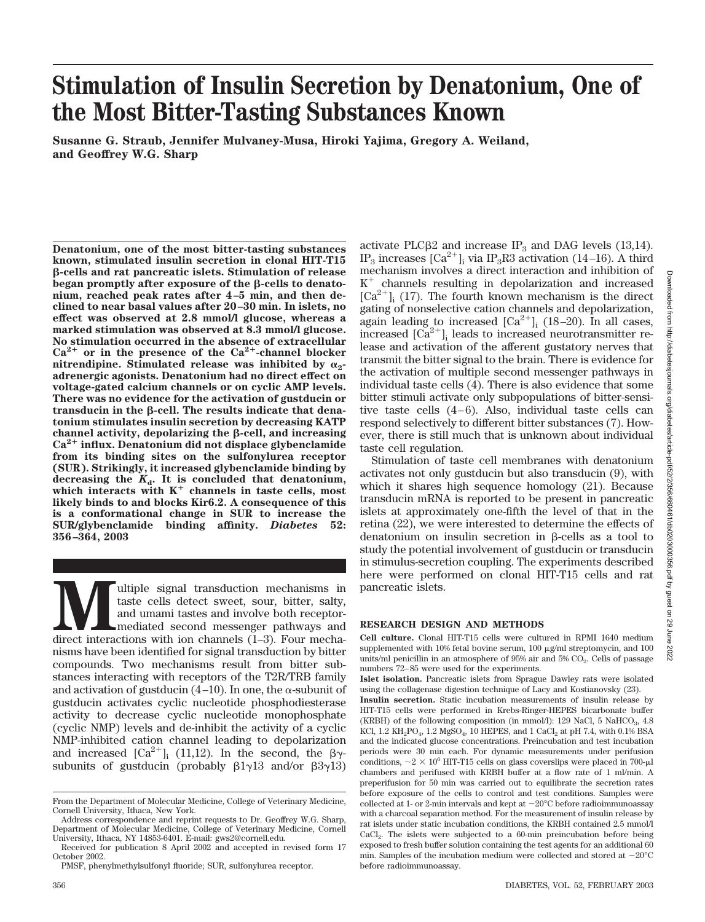# Stimulation of Insulin Secretion by Denatonium, One of the Most Bitter-Tasting Substances Known

**Susanne G. Straub, Jennifer Mulvaney-Musa, Hiroki Yajima, Gregory A. Weiland, and Geoffrey W.G. Sharp**

**Denatonium, one of the most bitter-tasting substances known, stimulated insulin secretion in clonal HIT-T15 β-cells and rat pancreatic islets. Stimulation of release began promptly after exposure of the β-cells to denatonium, reached peak rates after 4–5 min, and then declined to near basal values after 20–30 min. In islets, no effect was observed at 2.8 mmol/l glucose, whereas a marked stimulation was observed at 8.3 mmol/l glucose. No stimulation occurred in the absence of extracellular $Ca^{2+}$ or in the presence of the $Ca^{2+}$-channel blocker nitrendipine. Stimulated release was inhibited by $\alpha_2$-adrenergic agonists. Denatonium had no direct effect on voltage-gated calcium channels or on cyclic AMP levels. There was no evidence for the activation of gustducin or transducin in the β-cell. The results indicate that denatonium stimulates insulin secretion by decreasing KATP channel activity, depolarizing the β-cell, and increasing $Ca^{2+}$ influx. Denatonium did not displace glybenclamide from its binding sites on the sulfonylurea receptor (SUR). Strikingly, it increased glybenclamide binding by decreasing the $K_d$. It is concluded that denatonium, which interacts with $K^+$ channels in taste cells, most likely binds to and blocks Kir6.2. A consequence of this is a conformational change in SUR to increase the SUR/glybenclamide binding affinity. *Diabetes* 52: 356–364, 2003**

Multiple signal transduction mechanisms in taste cells detect sweet, sour, bitter, salty, and umami tastes and involve both receptor-mediated second messenger pathways and direct interactions with ion channels (1–3). Four mechanisms have been identified for signal transduction by bitter compounds. Two mechanisms result from bitter substances interacting with receptors of the T2R/TRB family and activation of gustducin (4–10). In one, the α-subunit of gustducin activates cyclic nucleotide phosphodiesterase activity to decrease cyclic nucleotide monophosphate (cyclic NMP) levels and de-inhibit the activity of a cyclic NMP-inhibited cation channel leading to depolarization and increased $[Ca^{2+}]_i$ (11,12). In the second, the βγ-subunits of gustducin (probably $\beta 1\gamma 13$ and/or $\beta 3\gamma 13$) activate PLCβ2 and increase $IP_3$ and DAG levels (13,14). $IP_3$ increases $[Ca^{2+}]_i$ via $IP_3R3$ activation (14–16). A third mechanism involves a direct interaction and inhibition of $K^+$ channels resulting in depolarization and increased $[Ca^{2+}]_i$ (17). The fourth known mechanism is the direct gating of nonselective cation channels and depolarization, again leading to increased $[Ca^{2+}]_i$ (18–20). In all cases, increased $[Ca^{2+}]_i$ leads to increased neurotransmitter release and activation of the afferent gustatory nerves that transmit the bitter signal to the brain. There is evidence for the activation of multiple second messenger pathways in individual taste cells (4). There is also evidence that some bitter stimuli activate only subpopulations of bitter-sensitive taste cells (4–6). Also, individual taste cells can respond selectively to different bitter substances (7). However, there is still much that is unknown about individual taste cell regulation.

Stimulation of taste cell membranes with denatonium activates not only gustducin but also transducin (9), with which it shares high sequence homology (21). Because transducin mRNA is reported to be present in pancreatic islets at approximately one-fifth the level of that in the retina (22), we were interested to determine the effects of denatonium on insulin secretion in β-cells as a tool to study the potential involvement of gustducin or transducin in stimulus-secretion coupling. The experiments described here were performed on clonal HIT-T15 cells and rat pancreatic islets.

## RESEARCH DESIGN AND METHODS

**Cell culture.** Clonal HIT-T15 cells were cultured in RPMI 1640 medium supplemented with 10% fetal bovine serum, 100 μg/ml streptomycin, and 100 units/ml penicillin in an atmosphere of 95% air and 5% $CO_2$. Cells of passage numbers 72–85 were used for the experiments.

**Islet isolation.** Pancreatic islets from Sprague Dawley rats were isolated using the collagenase digestion technique of Lacy and Kostianovsky (23).

**Insulin secretion.** Static incubation measurements of insulin release by HIT-T15 cells were performed in Krebs-Ringer-HEPES bicarbonate buffer (KRBH) of the following composition (in mmol/l): 129 NaCl, 5 $NaHCO_3$, 4.8 KCl, 1.2 $KH_2PO_4$, 1.2 $MgSO_4$, 10 HEPES, and 1 $CaCl_2$ at pH 7.4, with 0.1% BSA and the indicated glucose concentrations. Preincubation and test incubation periods were 30 min each. For dynamic measurements under perifusion conditions, $\sim 2 \times 10^6$ HIT-T15 cells on glass coverslips were placed in 700-μl chambers and perifused with KRBH buffer at a flow rate of 1 ml/min. A preperifusion for 50 min was carried out to equilibrate the secretion rates before exposure of the cells to control and test conditions. Samples were collected at 1- or 2-min intervals and kept at −20°C before radioimmunoassay with a charcoal separation method. For the measurement of insulin release by rat islets under static incubation conditions, the KRBH contained 2.5 mmol/l $CaCl_2$. The islets were subjected to a 60-min preincubation before being exposed to fresh buffer solution containing the test agents for an additional 60 min. Samples of the incubation medium were collected and stored at −20°C before radioimmunoassay.

From the Department of Molecular Medicine, College of Veterinary Medicine, Cornell University, Ithaca, New York.

Address correspondence and reprint requests to Dr. Geoffrey W.G. Sharp, Department of Molecular Medicine, College of Veterinary Medicine, Cornell University, Ithaca, NY 14853-6401. E-mail: gws2@cornell.edu.

Received for publication 8 April 2002 and accepted in revised form 17 October 2002.

PMSF, phenylmethylsulfonyl fluoride; SUR, sulfonylurea receptor.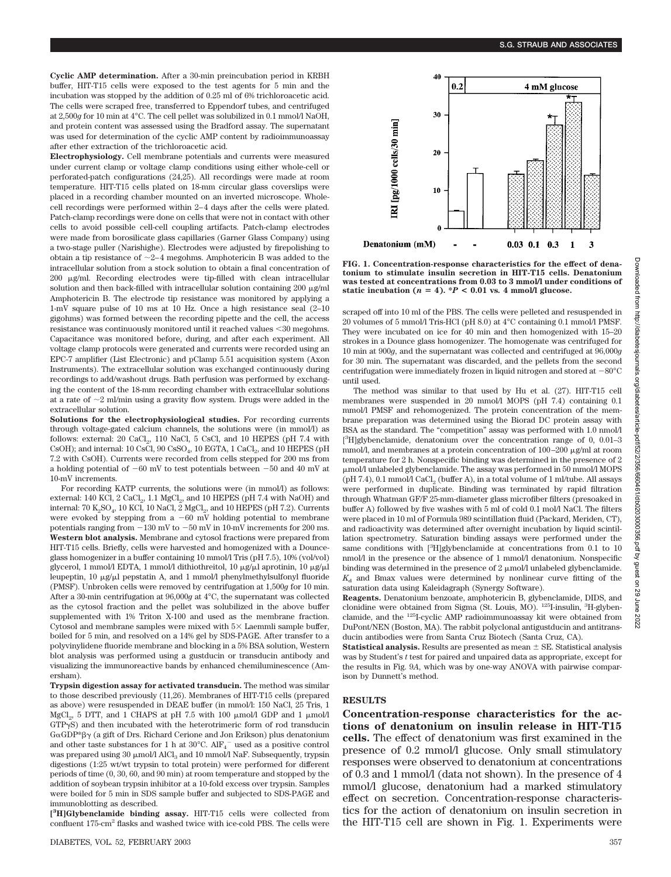**Cyclic AMP determination.** After a 30-min preincubation period in KRBH buffer, HIT-T15 cells were exposed to the test agents for 5 min and the incubation was stopped by the addition of 0.25 ml of 6% trichloroacetic acid. The cells were scraped free, transferred to Eppendorf tubes, and centrifuged at 2,500*g* for 10 min at 4°C. The cell pellet was solubilized in 0.1 mmol/l NaOH, and protein content was assessed using the Bradford assay. The supernatant was used for determination of the cyclic AMP content by radioimmunoassay after ether extraction of the trichloroacetic acid.

**Electrophysiology.** Cell membrane potentials and currents were measured under current clamp or voltage clamp conditions using either whole-cell or perforated-patch configurations (24,25). All recordings were made at room temperature. HIT-T15 cells plated on 18-mm circular glass coverslips were placed in a recording chamber mounted on an inverted microscope. Whole-cell recordings were performed within 2–4 days after the cells were plated. Patch-clamp recordings were done on cells that were not in contact with other cells to avoid possible cell-cell coupling artifacts. Patch-clamp electrodes were made from borosilicate glass capillaries (Garner Glass Company) using a two-stage puller (Narishighe). Electrodes were adjusted by firepolishing to obtain a tip resistance of ~2–4 megohms. Amphotericin B was added to the intracellular solution from a stock solution to obtain a final concentration of 200 μg/ml. Recording electrodes were tip-filled with clean intracellular solution and then back-filled with intracellular solution containing 200 μg/ml Amphotericin B. The electrode tip resistance was monitored by applying a 1-mV square pulse of 10 ms at 10 Hz. Once a high resistance seal (2–10 gigohms) was formed between the recording pipette and the cell, the access resistance was continuously monitored until it reached values <30 megohms. Capacitance was monitored before, during, and after each experiment. All voltage clamp protocols were generated and currents were recorded using an EPC-7 amplifier (List Electronic) and pClamp 5.51 acquisition system (Axon Instruments). The extracellular solution was exchanged continuously during recordings to add/washout drugs. Bath perfusion was performed by exchanging the content of the 18-mm recording chamber with extracellular solutions at a rate of ~2 ml/min using a gravity flow system. Drugs were added in the extracellular solution.

**Solutions for the electrophysiological studies.** For recording currents through voltage-gated calcium channels, the solutions were (in mmol/l) as follows: external: 20 $CaCl_2$, 110 NaCl, 5 CsCl, and 10 HEPES (pH 7.4 with CsOH); and internal: 10 CsCl, 90 $CsSO_4$, 10 EGTA, 1 $CaCl_2$, and 10 HEPES (pH 7.2 with CsOH). Currents were recorded from cells stepped for 200 ms from a holding potential of −60 mV to test potentials between −50 and 40 mV at 10-mV increments.

For recording KATP currents, the solutions were (in mmol/l) as follows: external: 140 KCl, 2 $CaCl_2$, 1.1 $MgCl_2$, and 10 HEPES (pH 7.4 with NaOH) and internal: 70 $K_2SO_4$, 10 KCl, 10 NaCl, 2 $MgCl_2$, and 10 HEPES (pH 7.2). Currents were evoked by stepping from a −60 mV holding potential to membrane potentials ranging from −130 mV to −50 mV in 10-mV increments for 200 ms.

**Western blot analysis.** Membrane and cytosol fractions were prepared from HIT-T15 cells. Briefly, cells were harvested and homogenized with a Dounce-glass homogenizer in a buffer containing 10 mmol/l Tris (pH 7.5), 10% (vol/vol) glycerol, 1 mmol/l EDTA, 1 mmol/l dithiothreitol, 10 μg/μl aprotinin, 10 μg/μl leupeptin, 10 μg/μl pepstatin A, and 1 mmol/l phenylmethylsulfonyl fluoride (PMSF). Unbroken cells were removed by centrifugation at 1,500*g* for 10 min. After a 30-min centrifugation at 96,000*g* at 4°C, the supernatant was collected as the cytosol fraction and the pellet was solubilized in the above buffer supplemented with 1% Triton X-100 and used as the membrane fraction. Cytosol and membrane samples were mixed with 5× Laemmli sample buffer, boiled for 5 min, and resolved on a 14% gel by SDS-PAGE. After transfer to a polyvinylidene fluoride membrane and blocking in a 5% BSA solution, Western blot analysis was performed using a gustducin or transducin antibody and visualizing the immunoreactive bands by enhanced chemiluminescence (Amersham).

**Trypsin digestion assay for activated transducin.** The method was similar to those described previously (11,26). Membranes of HIT-T15 cells (prepared as above) were resuspended in DEAE buffer (in mmol/l: 150 NaCl, 25 Tris, 1 $MgCl_2$, 5 DTT, and 1 CHAPS at pH 7.5 with 100 μmol/l GDP and 1 μmol/l GTPγS) and then incubated with the heterotrimeric form of rod transducin GαGDP*βγ (a gift of Drs. Richard Cerione and Jon Erikson) plus denatonium and other taste substances for 1 h at 30°C. $AlF_4^-$ used as a positive control was prepared using 30 μmol/l $AlCl_3$ and 10 mmol/l NaF. Subsequently, trypsin digestions (1:25 wt/wt trypsin to total protein) were performed for different periods of time (0, 30, 60, and 90 min) at room temperature and stopped by the addition of soybean trypsin inhibitor at a 10-fold excess over trypsin. Samples were boiled for 5 min in SDS sample buffer and subjected to SDS-PAGE and immunoblotting as described.

**[$^3$H]Glybenclamide binding assay.** HIT-T15 cells were collected from confluent 175-cm$^2$ flasks and washed twice with ice-cold PBS. The cells were scraped off into 10 ml of the PBS. The cells were pelleted and resuspended in 20 volumes of 5 mmol/l Tris-HCl (pH 8.0) at 4°C containing 0.1 mmol/l PMSF. They were incubated on ice for 40 min and then homogenized with 15–20 strokes in a Dounce glass homogenizer. The homogenate was centrifuged for 10 min at 900*g*, and the supernatant was collected and centrifuged at 96,000*g* for 30 min. The supernatant was discarded, and the pellets from the second centrifugation were immediately frozen in liquid nitrogen and stored at −80°C until used.

The method was similar to that used by Hu et al. (27). HIT-T15 cell membranes were suspended in 20 mmol/l MOPS (pH 7.4) containing 0.1 mmol/l PMSF and rehomogenized. The protein concentration of the membrane preparation was determined using the Biorad DC protein assay with BSA as the standard. The "competition" assay was performed with 1.0 nmol/l [$^3$H]glybenclamide, denatonium over the concentration range of 0, 0.01–3 mmol/l, and membranes at a protein concentration of 100–200 μg/ml at room temperature for 2 h. Nonspecific binding was determined in the presence of 2 μmol/l unlabeled glybenclamide. The assay was performed in 50 mmol/l MOPS (pH 7.4), 0.1 mmol/l $CaCl_2$ (buffer A), in a total volume of 1 ml/tube. All assays were performed in duplicate. Binding was terminated by rapid filtration through Whatman GF/F 25-mm-diameter glass microfiber filters (presoaked in buffer A) followed by five washes with 5 ml of cold 0.1 mol/l NaCl. The filters were placed in 10 ml of Formula 989 scintillation fluid (Packard, Meriden, CT), and radioactivity was determined after overnight incubation by liquid scintillation spectrometry. Saturation binding assays were performed under the same conditions with [$^3$H]glybenclamide at concentrations from 0.1 to 10 nmol/l in the presence or the absence of 1 mmol/l denatonium. Nonspecific binding was determined in the presence of 2 μmol/l unlabeled glybenclamide. $K_d$ and Bmax values were determined by nonlinear curve fitting of the saturation data using Kaleidagraph (Synergy Software).

**Reagents.** Denatonium benzoate, amphotericin B, glybenclamide, DIDS, and clonidine were obtained from Sigma (St. Louis, MO). $^{125}$I-insulin, $^3$H-glybenclamide, and the $^{125}$I-cyclic AMP radioimmunoassay kit were obtained from DuPont/NEN (Boston, MA). The rabbit polyclonal antigustducin and antitransducin antibodies were from Santa Cruz Biotech (Santa Cruz, CA).

**Statistical analysis.** Results are presented as mean ± SE. Statistical analysis was by Student's *t* test for paired and unpaired data as appropriate, except for the results in Fig. 9*A*, which was by one-way ANOVA with pairwise comparison by Dunnett's method.

**FIG. 1. Concentration-response characteristics for the effect of denatonium to stimulate insulin secretion in HIT-T15 cells. Denatonium was tested at concentrations from 0.03 to 3 mmol/l under conditions of static incubation ($n$ = 4). *$P$ < 0.01 vs. 4 mmol/l glucose.**

## RESULTS

**Concentration-response characteristics for the actions of denatonium on insulin release in HIT-T15 cells.** The effect of denatonium was first examined in the presence of 0.2 mmol/l glucose. Only small stimulatory responses were observed to denatonium at concentrations of 0.3 and 1 mmol/l (data not shown). In the presence of 4 mmol/l glucose, denatonium had a marked stimulatory effect on secretion. Concentration-response characteristics for the action of denatonium on insulin secretion in the HIT-T15 cell are shown in Fig. 1. Experiments were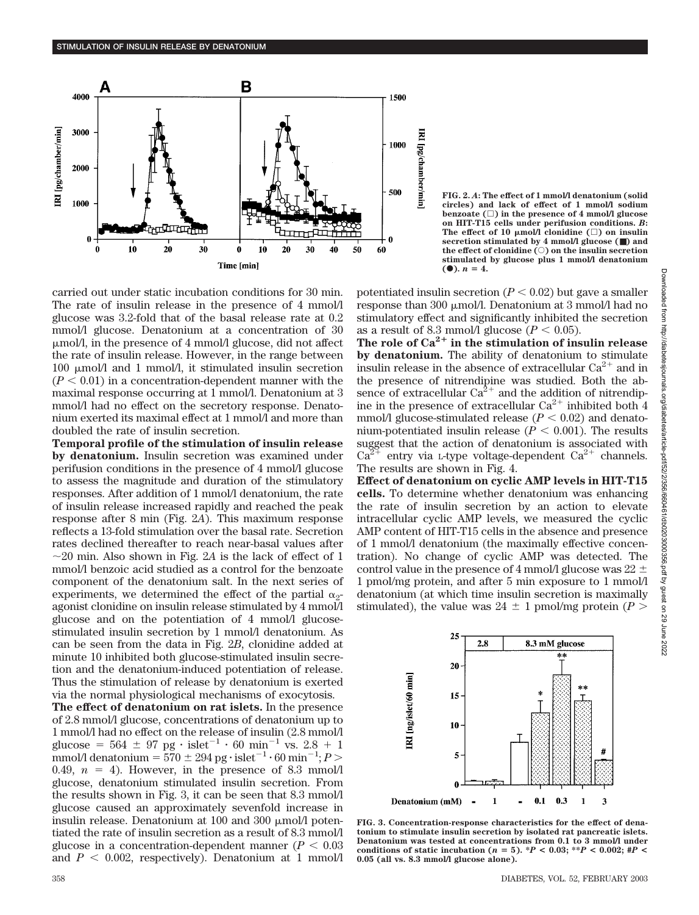carried out under static incubation conditions for 30 min. The rate of insulin release in the presence of 4 mmol/l glucose was 3.2-fold that of the basal release rate at 0.2 mmol/l glucose. Denatonium at a concentration of 30 μmol/l, in the presence of 4 mmol/l glucose, did not affect the rate of insulin release. However, in the range between 100 μmol/l and 1 mmol/l, it stimulated insulin secretion ($P < 0.01$) in a concentration-dependent manner with the maximal response occurring at 1 mmol/l. Denatonium at 3 mmol/l had no effect on the secretory response. Denatonium exerted its maximal effect at 1 mmol/l and more than doubled the rate of insulin secretion.

**Temporal profile of the stimulation of insulin release by denatonium.** Insulin secretion was examined under perifusion conditions in the presence of 4 mmol/l glucose to assess the magnitude and duration of the stimulatory responses. After addition of 1 mmol/l denatonium, the rate of insulin release increased rapidly and reached the peak response after 8 min (Fig. 2*A*). This maximum response reflects a 13-fold stimulation over the basal rate. Secretion rates declined thereafter to reach near-basal values after ~20 min. Also shown in Fig. 2*A* is the lack of effect of 1 mmol/l benzoic acid studied as a control for the benzoate component of the denatonium salt. In the next series of experiments, we determined the effect of the partial $\alpha_2$-agonist clonidine on insulin release stimulated by 4 mmol/l glucose and on the potentiation of 4 mmol/l glucose-stimulated insulin secretion by 1 mmol/l denatonium. As can be seen from the data in Fig. 2*B*, clonidine added at minute 10 inhibited both glucose-stimulated insulin secretion and the denatonium-induced potentiation of release. Thus the stimulation of release by denatonium is exerted via the normal physiological mechanisms of exocytosis.

**The effect of denatonium on rat islets.** In the presence of 2.8 mmol/l glucose, concentrations of denatonium up to 1 mmol/l had no effect on the release of insulin (2.8 mmol/l glucose = 564 ± 97 pg · islet$^{-1}$ · 60 min$^{-1}$ vs. 2.8 + 1 mmol/l denatonium = 570 ± 294 pg · islet$^{-1}$ · 60 min$^{-1}$; $P >$ 0.49, $n = 4$). However, in the presence of 8.3 mmol/l glucose, denatonium stimulated insulin secretion. From the results shown in Fig. 3, it can be seen that 8.3 mmol/l glucose caused an approximately sevenfold increase in insulin release. Denatonium at 100 and 300 μmol/l potentiated the rate of insulin secretion as a result of 8.3 mmol/l glucose in a concentration-dependent manner ($P < 0.03$ and $P < 0.002$, respectively). Denatonium at 1 mmol/l potentiated insulin secretion ($P < 0.02$) but gave a smaller response than 300 μmol/l. Denatonium at 3 mmol/l had no stimulatory effect and significantly inhibited the secretion as a result of 8.3 mmol/l glucose ($P < 0.05$).

**The role of $Ca^{2+}$ in the stimulation of insulin release by denatonium.** The ability of denatonium to stimulate insulin release in the absence of extracellular $Ca^{2+}$ and in the presence of nitrendipine was studied. Both the absence of extracellular $Ca^{2+}$ and the addition of nitrendipine in the presence of extracellular $Ca^{2+}$ inhibited both 4 mmol/l glucose-stimulated release ($P < 0.02$) and denatonium-potentiated insulin release ($P < 0.001$). The results suggest that the action of denatonium is associated with $Ca^{2+}$ entry via L-type voltage-dependent $Ca^{2+}$ channels. The results are shown in Fig. 4.

**Effect of denatonium on cyclic AMP levels in HIT-T15 cells.** To determine whether denatonium was enhancing the rate of insulin secretion by an action to elevate intracellular cyclic AMP levels, we measured the cyclic AMP content of HIT-T15 cells in the absence and presence of 1 mmol/l denatonium (the maximally effective concentration). No change of cyclic AMP was detected. The control value in the presence of 4 mmol/l glucose was 22 ± 1 pmol/mg protein, and after 5 min exposure to 1 mmol/l denatonium (at which time insulin secretion is maximally stimulated), the value was 24 ± 1 pmol/mg protein ($P >$

**FIG. 2.** *A*: The effect of 1 mmol/l denatonium (solid circles) and lack of effect of 1 mmol/l sodium benzoate (□) in the presence of 4 mmol/l glucose on HIT-T15 cells under perifusion conditions. *B*: The effect of 10 μmol/l clonidine (□) on insulin secretion stimulated by 4 mmol/l glucose (■) and the effect of clonidine (○) on the insulin secretion stimulated by glucose plus 1 mmol/l denatonium (●). $n = 4$.

**FIG. 3.** Concentration-response characteristics for the effect of denatonium to stimulate insulin secretion by isolated rat pancreatic islets. Denatonium was tested at concentrations from 0.1 to 3 mmol/l under conditions of static incubation ($n = 5$). \*$P < 0.03$; \*\*$P < 0.002$; #$P < 0.05$ (all vs. 8.3 mmol/l glucose alone).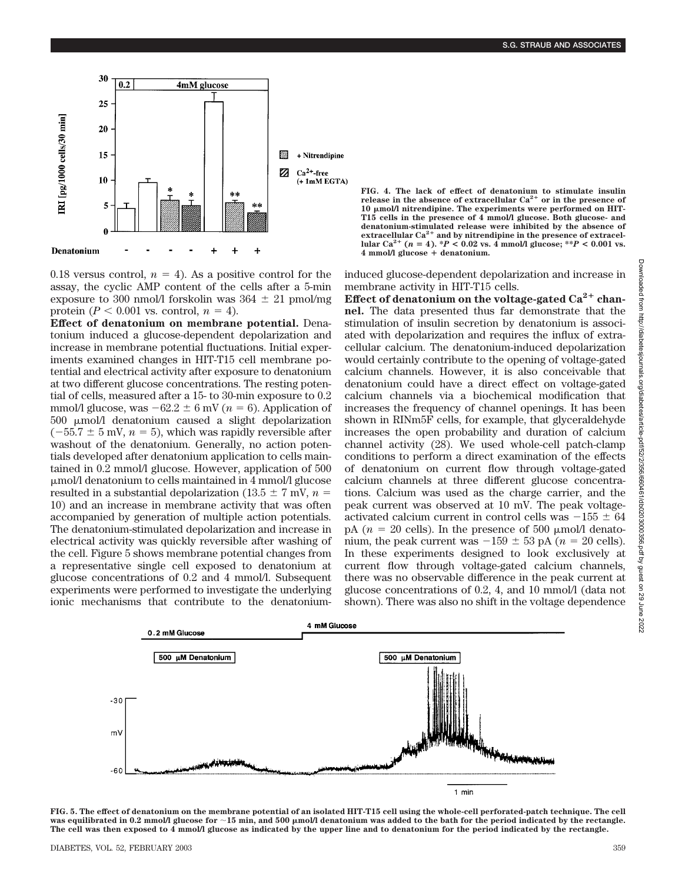FIG. 4. The lack of effect of denatonium to stimulate insulin release in the absence of extracellular $Ca^{2+}$ or in the presence of 10 μmol/l nitrendipine. The experiments were performed on HIT-T15 cells in the presence of 4 mmol/l glucose. Both glucose- and denatonium-stimulated release were inhibited by the absence of extracellular $Ca^{2+}$ and by nitrendipine in the presence of extracellular $Ca^{2+}$ ($n = 4$). *$P < 0.02$ vs. 4 mmol/l glucose; **$P < 0.001$ vs. 4 mmol/l glucose + denatonium.

0.18 versus control, $n = 4$). As a positive control for the assay, the cyclic AMP content of the cells after a 5-min exposure to 300 nmol/l forskolin was $364 \pm 21$ pmol/mg protein ($P < 0.001$ vs. control, $n = 4$).

**Effect of denatonium on membrane potential.** Denatonium induced a glucose-dependent depolarization and increase in membrane potential fluctuations. Initial experiments examined changes in HIT-T15 cell membrane potential and electrical activity after exposure to denatonium at two different glucose concentrations. The resting potential of cells, measured after a 15- to 30-min exposure to 0.2 mmol/l glucose, was $-62.2 \pm 6$ mV ($n = 6$). Application of 500 μmol/l denatonium caused a slight depolarization ($-55.7 \pm 5$ mV, $n = 5$), which was rapidly reversible after washout of the denatonium. Generally, no action potentials developed after denatonium application to cells maintained in 0.2 mmol/l glucose. However, application of 500 μmol/l denatonium to cells maintained in 4 mmol/l glucose resulted in a substantial depolarization ($13.5 \pm 7$ mV, $n = 10$) and an increase in membrane activity that was often accompanied by generation of multiple action potentials. The denatonium-stimulated depolarization and increase in electrical activity was quickly reversible after washing of the cell. Figure 5 shows membrane potential changes from a representative single cell exposed to denatonium at glucose concentrations of 0.2 and 4 mmol/l. Subsequent experiments were performed to investigate the underlying ionic mechanisms that contribute to the denatonium-induced glucose-dependent depolarization and increase in membrane activity in HIT-T15 cells.

**Effect of denatonium on the voltage-gated $Ca^{2+}$ channel.** The data presented thus far demonstrate that the stimulation of insulin secretion by denatonium is associated with depolarization and requires the influx of extracellular calcium. The denatonium-induced depolarization would certainly contribute to the opening of voltage-gated calcium channels. However, it is also conceivable that denatonium could have a direct effect on voltage-gated calcium channels via a biochemical modification that increases the frequency of channel openings. It has been shown in RINm5F cells, for example, that glyceraldehyde increases the open probability and duration of calcium channel activity (28). We used whole-cell patch-clamp conditions to perform a direct examination of the effects of denatonium on current flow through voltage-gated calcium channels at three different glucose concentrations. Calcium was used as the charge carrier, and the peak current was observed at 10 mV. The peak voltage-activated calcium current in control cells was $-155 \pm 64$ pA ($n = 20$ cells). In the presence of 500 μmol/l denatonium, the peak current was $-159 \pm 53$ pA ($n = 20$ cells). In these experiments designed to look exclusively at current flow through voltage-gated calcium channels, there was no observable difference in the peak current at glucose concentrations of 0.2, 4, and 10 mmol/l (data not shown). There was also no shift in the voltage dependence

FIG. 5. The effect of denatonium on the membrane potential of an isolated HIT-T15 cell using the whole-cell perforated-patch technique. The cell was equilibrated in 0.2 mmol/l glucose for ~15 min, and 500 μmol/l denatonium was added to the bath for the period indicated by the rectangle. The cell was then exposed to 4 mmol/l glucose as indicated by the upper line and to denatonium for the period indicated by the rectangle.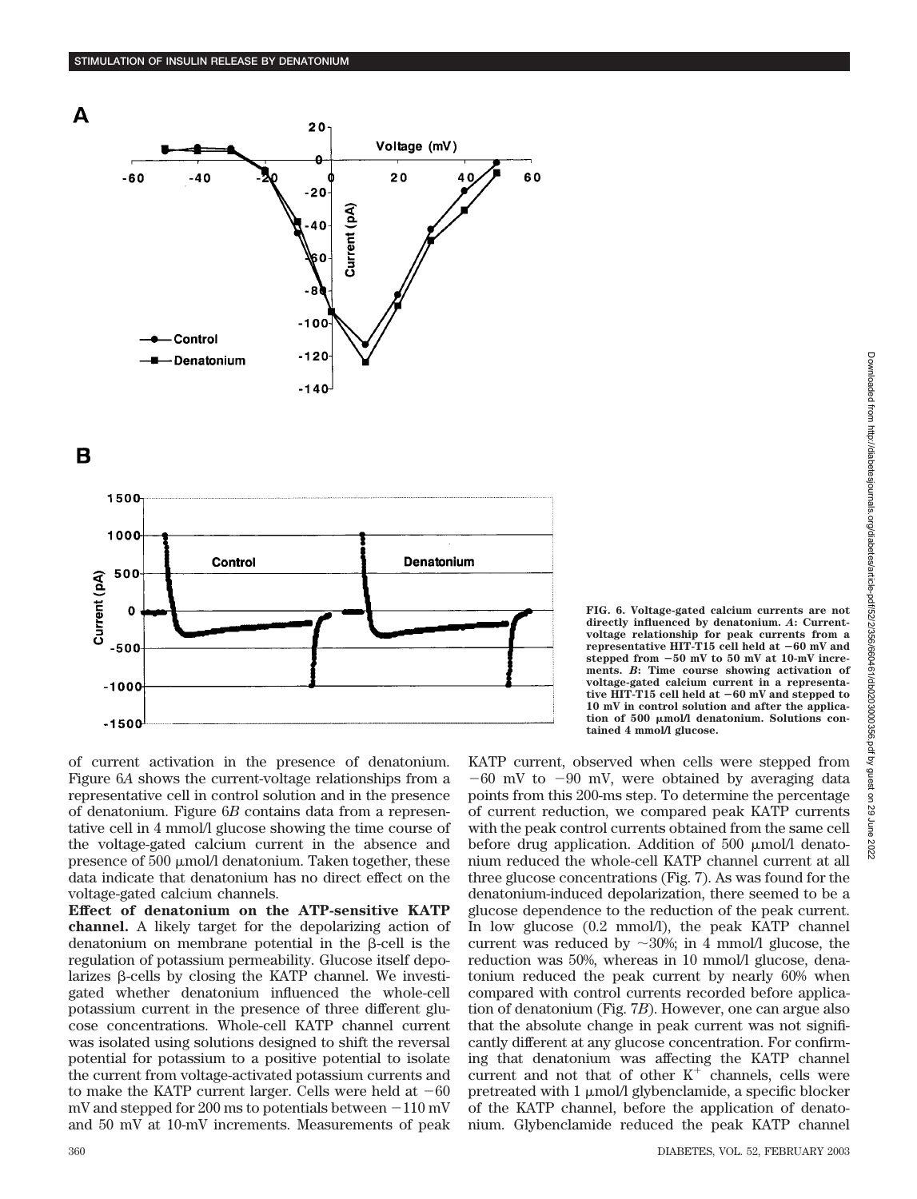FIG. 6. Voltage-gated calcium currents are not directly influenced by denatonium. *A*: Current-voltage relationship for peak currents from a representative HIT-T15 cell held at −60 mV and stepped from −50 mV to 50 mV at 10-mV increments. *B*: Time course showing activation of voltage-gated calcium current in a representative HIT-T15 cell held at −60 mV and stepped to 10 mV in control solution and after the application of 500 μmol/l denatonium. Solutions contained 4 mmol/l glucose.

of current activation in the presence of denatonium. Figure 6*A* shows the current-voltage relationships from a representative cell in control solution and in the presence of denatonium. Figure 6*B* contains data from a representative cell in 4 mmol/l glucose showing the time course of the voltage-gated calcium current in the absence and presence of 500 μmol/l denatonium. Taken together, these data indicate that denatonium has no direct effect on the voltage-gated calcium channels.

**Effect of denatonium on the ATP-sensitive KATP channel.** A likely target for the depolarizing action of denatonium on membrane potential in the β-cell is the regulation of potassium permeability. Glucose itself depolarizes β-cells by closing the KATP channel. We investigated whether denatonium influenced the whole-cell potassium current in the presence of three different glucose concentrations. Whole-cell KATP channel current was isolated using solutions designed to shift the reversal potential for potassium to a positive potential to isolate the current from voltage-activated potassium currents and to make the KATP current larger. Cells were held at −60 mV and stepped for 200 ms to potentials between −110 mV and 50 mV at 10-mV increments. Measurements of peak KATP current, observed when cells were stepped from −60 mV to −90 mV, were obtained by averaging data points from this 200-ms step. To determine the percentage of current reduction, we compared peak KATP currents with the peak control currents obtained from the same cell before drug application. Addition of 500 μmol/l denatonium reduced the whole-cell KATP channel current at all three glucose concentrations (Fig. 7). As was found for the denatonium-induced depolarization, there seemed to be a glucose dependence to the reduction of the peak current. In low glucose (0.2 mmol/l), the peak KATP channel current was reduced by ~30%; in 4 mmol/l glucose, the reduction was 50%, whereas in 10 mmol/l glucose, denatonium reduced the peak current by nearly 60% when compared with control currents recorded before application of denatonium (Fig. 7*B*). However, one can argue also that the absolute change in peak current was not significantly different at any glucose concentration. For confirming that denatonium was affecting the KATP channel current and not that of other $K^+$ channels, cells were pretreated with 1 μmol/l glybenclamide, a specific blocker of the KATP channel, before the application of denatonium. Glybenclamide reduced the peak KATP channel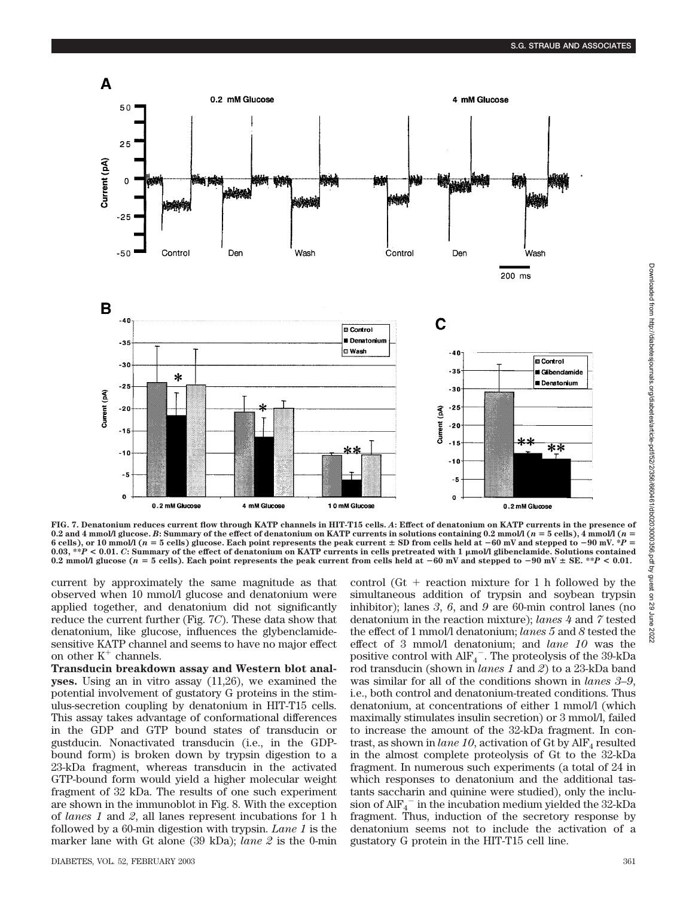FIG. 7. Denatonium reduces current flow through KATP channels in HIT-T15 cells. *A*: Effect of denatonium on KATP currents in the presence of 0.2 and 4 mmol/l glucose. *B*: Summary of the effect of denatonium on KATP currents in solutions containing 0.2 mmol/l ($n = 5$ cells), 4 mmol/l ($n = 6$ cells), or 10 mmol/l ($n = 5$ cells) glucose. Each point represents the peak current ± SD from cells held at −60 mV and stepped to −90 mV. $*P = 0.03$, $**P < 0.01$. *C*: Summary of the effect of denatonium on KATP currents in cells pretreated with 1 μmol/l glibenclamide. Solutions contained 0.2 mmol/l glucose ($n = 5$ cells). Each point represents the peak current from cells held at −60 mV and stepped to −90 mV ± SE. $**P < 0.01$.

current by approximately the same magnitude as that observed when 10 mmol/l glucose and denatonium were applied together, and denatonium did not significantly reduce the current further (Fig. 7*C*). These data show that denatonium, like glucose, influences the glybenclamide-sensitive KATP channel and seems to have no major effect on other $K^+$ channels.

**Transducin breakdown assay and Western blot analyses.** Using an in vitro assay (11,26), we examined the potential involvement of gustatory G proteins in the stimulus-secretion coupling by denatonium in HIT-T15 cells. This assay takes advantage of conformational differences in the GDP and GTP bound states of transducin or gustducin. Nonactivated transducin (i.e., in the GDP-bound form) is broken down by trypsin digestion to a 23-kDa fragment, whereas transducin in the activated GTP-bound form would yield a higher molecular weight fragment of 32 kDa. The results of one such experiment are shown in the immunoblot in Fig. 8. With the exception of *lanes 1* and *2*, all lanes represent incubations for 1 h followed by a 60-min digestion with trypsin. *Lane 1* is the marker lane with Gt alone (39 kDa); *lane 2* is the 0-min control (Gt + reaction mixture for 1 h followed by the simultaneous addition of trypsin and soybean trypsin inhibitor); lanes *3*, *6*, and *9* are 60-min control lanes (no denatonium in the reaction mixture); *lanes 4* and *7* tested the effect of 1 mmol/l denatonium; *lanes 5* and *8* tested the effect of 3 mmol/l denatonium; and *lane 10* was the positive control with $AlF_4^-$. The proteolysis of the 39-kDa rod transducin (shown in *lanes 1* and *2*) to a 23-kDa band was similar for all of the conditions shown in *lanes 3–9*, i.e., both control and denatonium-treated conditions. Thus denatonium, at concentrations of either 1 mmol/l (which maximally stimulates insulin secretion) or 3 mmol/l, failed to increase the amount of the 32-kDa fragment. In contrast, as shown in *lane 10*, activation of Gt by $AlF_4$ resulted in the almost complete proteolysis of Gt to the 32-kDa fragment. In numerous such experiments (a total of 24 in which responses to denatonium and the additional tastants saccharin and quinine were studied), only the inclusion of $AlF_4^-$ in the incubation medium yielded the 32-kDa fragment. Thus, induction of the secretory response by denatonium seems not to include the activation of a gustatory G protein in the HIT-T15 cell line.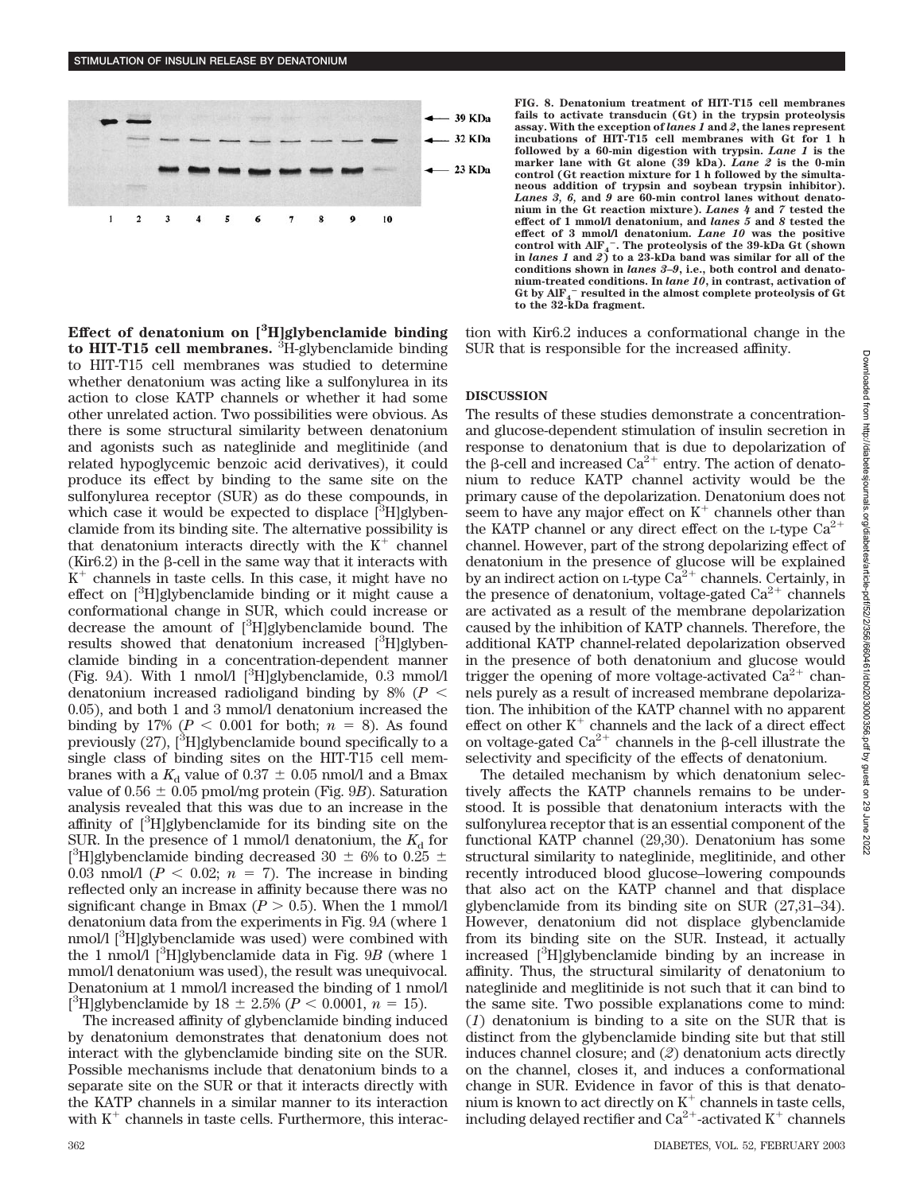FIG. 8. **Denatonium treatment of HIT-T15 cell membranes fails to activate transducin (Gt) in the trypsin proteolysis assay. With the exception of *lanes 1* and *2*, the lanes represent incubations of HIT-T15 cell membranes with Gt for 1 h followed by a 60-min digestion with trypsin. *Lane 1* is the marker lane with Gt alone (39 kDa). *Lane 2* is the 0-min control (Gt reaction mixture for 1 h followed by the simultaneous addition of trypsin and soybean trypsin inhibitor). *Lanes 3*, *6*, and *9* are 60-min control lanes without denatonium in the Gt reaction mixture). *Lanes 4* and *7* tested the effect of 1 mmol/l denatonium, and *lanes 5* and *8* tested the effect of 3 mmol/l denatonium. *Lane 10* was the positive control with $AlF_4^-$. The proteolysis of the 39-kDa Gt (shown in *lanes 1* and *2*) to a 23-kDa band was similar for all of the conditions shown in *lanes 3–9*, i.e., both control and denatonium-treated conditions. In *lane 10*, in contrast, activation of Gt by $AlF_4^-$ resulted in the almost complete proteolysis of Gt to the 32-kDa fragment.**

**Effect of denatonium on [$^3$H]glybenclamide binding to HIT-T15 cell membranes.** $^3$H-glybenclamide binding to HIT-T15 cell membranes was studied to determine whether denatonium was acting like a sulfonylurea in its action to close KATP channels or whether it had some other unrelated action. Two possibilities were obvious. As there is some structural similarity between denatonium and agonists such as nateglinide and meglitinide (and related hypoglycemic benzoic acid derivatives), it could produce its effect by binding to the same site on the sulfonylurea receptor (SUR) as do these compounds, in which case it would be expected to displace [$^3$H]glybenclamide from its binding site. The alternative possibility is that denatonium interacts directly with the $K^+$ channel (Kir6.2) in the β-cell in the same way that it interacts with $K^+$ channels in taste cells. In this case, it might have no effect on [$^3$H]glybenclamide binding or it might cause a conformational change in SUR, which could increase or decrease the amount of [$^3$H]glybenclamide bound. The results showed that denatonium increased [$^3$H]glybenclamide binding in a concentration-dependent manner (Fig. 9*A*). With 1 nmol/l [$^3$H]glybenclamide, 0.3 mmol/l denatonium increased radioligand binding by 8% ($P < 0.05$), and both 1 and 3 mmol/l denatonium increased the binding by 17% ($P < 0.001$ for both; $n = 8$). As found previously (27), [$^3$H]glybenclamide bound specifically to a single class of binding sites on the HIT-T15 cell membranes with a $K_d$ value of 0.37 ± 0.05 nmol/l and a Bmax value of 0.56 ± 0.05 pmol/mg protein (Fig. 9*B*). Saturation analysis revealed that this was due to an increase in the affinity of [$^3$H]glybenclamide for its binding site on the SUR. In the presence of 1 mmol/l denatonium, the $K_d$ for [$^3$H]glybenclamide binding decreased 30 ± 6% to 0.25 ± 0.03 nmol/l ($P < 0.02$; $n = 7$). The increase in binding reflected only an increase in affinity because there was no significant change in Bmax ($P > 0.5$). When the 1 mmol/l denatonium data from the experiments in Fig. 9*A* (where 1 nmol/l [$^3$H]glybenclamide was used) were combined with the 1 nmol/l [$^3$H]glybenclamide data in Fig. 9*B* (where 1 mmol/l denatonium was used), the result was unequivocal. Denatonium at 1 mmol/l increased the binding of 1 nmol/l [$^3$H]glybenclamide by 18 ± 2.5% ($P < 0.0001$, $n = 15$).

The increased affinity of glybenclamide binding induced by denatonium demonstrates that denatonium does not interact with the glybenclamide binding site on the SUR. Possible mechanisms include that denatonium binds to a separate site on the SUR or that it interacts directly with the KATP channels in a similar manner to its interaction with $K^+$ channels in taste cells. Furthermore, this interaction with Kir6.2 induces a conformational change in the SUR that is responsible for the increased affinity.

## DISCUSSION

The results of these studies demonstrate a concentration- and glucose-dependent stimulation of insulin secretion in response to denatonium that is due to depolarization of the β-cell and increased $Ca^{2+}$ entry. The action of denatonium to reduce KATP channel activity would be the primary cause of the depolarization. Denatonium does not seem to have any major effect on $K^+$ channels other than the KATP channel or any direct effect on the L-type $Ca^{2+}$ channel. However, part of the strong depolarizing effect of denatonium in the presence of glucose will be explained by an indirect action on L-type $Ca^{2+}$ channels. Certainly, in the presence of denatonium, voltage-gated $Ca^{2+}$ channels are activated as a result of the membrane depolarization caused by the inhibition of KATP channels. Therefore, the additional KATP channel-related depolarization observed in the presence of both denatonium and glucose would trigger the opening of more voltage-activated $Ca^{2+}$ channels purely as a result of increased membrane depolarization. The inhibition of the KATP channel with no apparent effect on other $K^+$ channels and the lack of a direct effect on voltage-gated $Ca^{2+}$ channels in the β-cell illustrate the selectivity and specificity of the effects of denatonium.

The detailed mechanism by which denatonium selectively affects the KATP channels remains to be understood. It is possible that denatonium interacts with the sulfonylurea receptor that is an essential component of the functional KATP channel (29,30). Denatonium has some structural similarity to nateglinide, meglitinide, and other recently introduced blood glucose–lowering compounds that also act on the KATP channel and that displace glybenclamide from its binding site on SUR (27,31–34). However, denatonium did not displace glybenclamide from its binding site on the SUR. Instead, it actually increased [$^3$H]glybenclamide binding by an increase in affinity. Thus, the structural similarity of denatonium to nateglinide and meglitinide is not such that it can bind to the same site. Two possible explanations come to mind: (*1*) denatonium is binding to a site on the SUR that is distinct from the glybenclamide binding site but that still induces channel closure; and (*2*) denatonium acts directly on the channel, closes it, and induces a conformational change in SUR. Evidence in favor of this is that denatonium is known to act directly on $K^+$ channels in taste cells, including delayed rectifier and $Ca^{2+}$-activated $K^+$ channels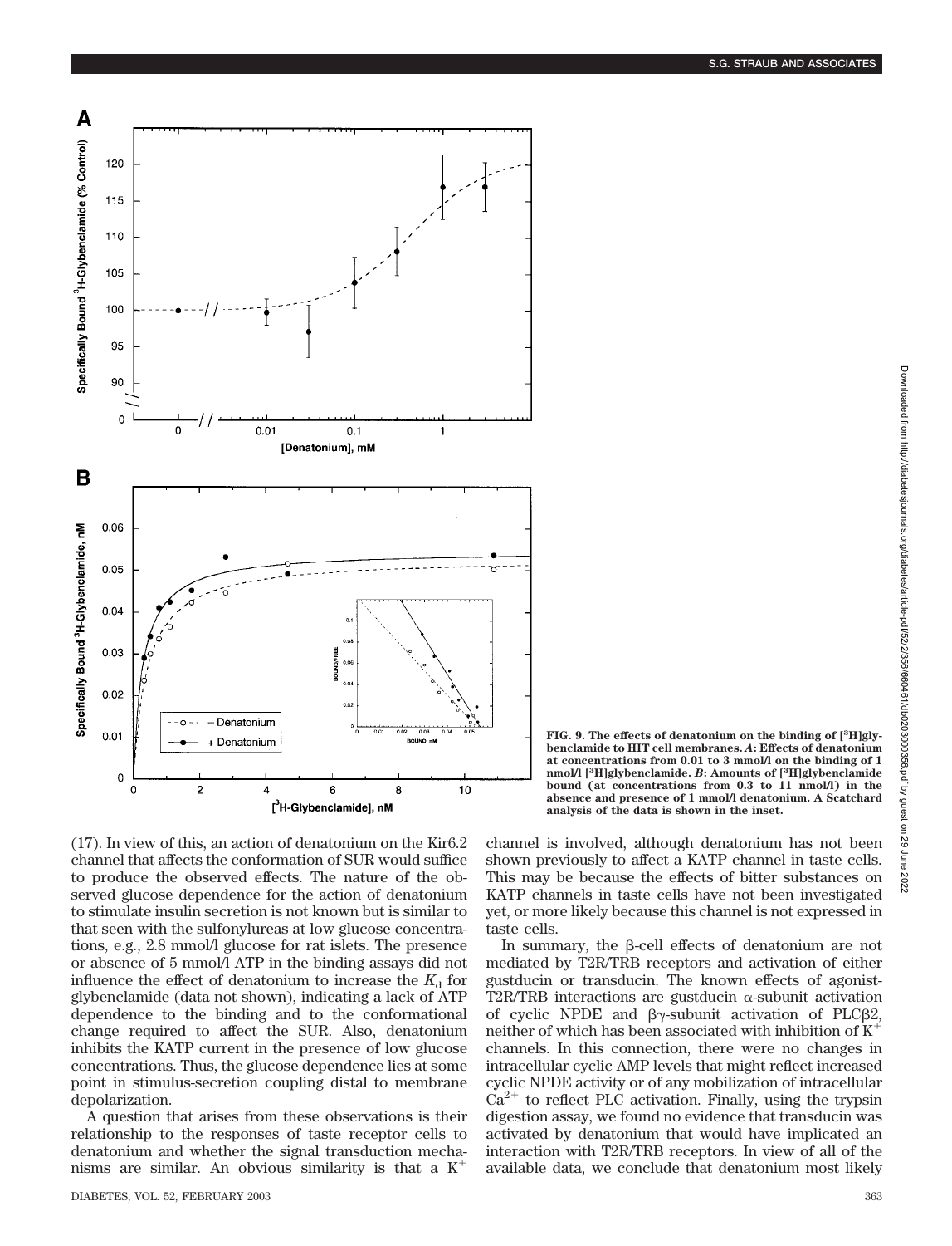FIG. 9. The effects of denatonium on the binding of [$^3$H]glybenclamide to HIT cell membranes. *A*: Effects of denatonium at concentrations from 0.01 to 3 mmol/l on the binding of 1 nmol/l [$^3$H]glybenclamide. *B*: Amounts of [$^3$H]glybenclamide bound (at concentrations from 0.3 to 11 nmol/l) in the absence and presence of 1 mmol/l denatonium. A Scatchard analysis of the data is shown in the inset.

(17). In view of this, an action of denatonium on the Kir6.2 channel that affects the conformation of SUR would suffice to produce the observed effects. The nature of the observed glucose dependence for the action of denatonium to stimulate insulin secretion is not known but is similar to that seen with the sulfonylureas at low glucose concentrations, e.g., 2.8 mmol/l glucose for rat islets. The presence or absence of 5 mmol/l ATP in the binding assays did not influence the effect of denatonium to increase the $K_d$ for glybenclamide (data not shown), indicating a lack of ATP dependence to the binding and to the conformational change required to affect the SUR. Also, denatonium inhibits the KATP current in the presence of low glucose concentrations. Thus, the glucose dependence lies at some point in stimulus-secretion coupling distal to membrane depolarization.

A question that arises from these observations is their relationship to the responses of taste receptor cells to denatonium and whether the signal transduction mechanisms are similar. An obvious similarity is that a $K^+$ channel is involved, although denatonium has not been shown previously to affect a KATP channel in taste cells. This may be because the effects of bitter substances on KATP channels in taste cells have not been investigated yet, or more likely because this channel is not expressed in taste cells.

In summary, the β-cell effects of denatonium are not mediated by T2R/TRB receptors and activation of either gustducin or transducin. The known effects of agonist-T2R/TRB interactions are gustducin α-subunit activation of cyclic NPDE and βγ-subunit activation of PLCβ2, neither of which has been associated with inhibition of $K^+$ channels. In this connection, there were no changes in intracellular cyclic AMP levels that might reflect increased cyclic NPDE activity or of any mobilization of intracellular $Ca^{2+}$ to reflect PLC activation. Finally, using the trypsin digestion assay, we found no evidence that transducin was activated by denatonium that would have implicated an interaction with T2R/TRB receptors. In view of all of the available data, we conclude that denatonium most likely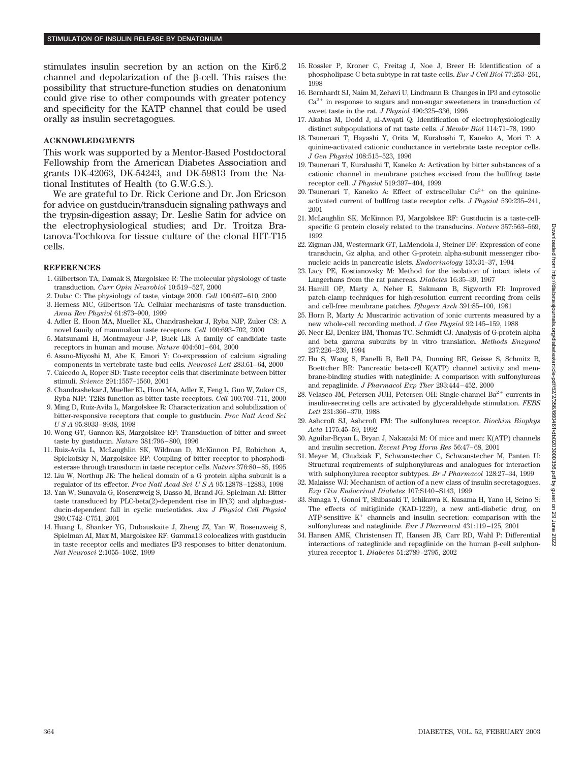stimulates insulin secretion by an action on the Kir6.2 channel and depolarization of the β-cell. This raises the possibility that structure-function studies on denatonium could give rise to other compounds with greater potency and specificity for the KATP channel that could be used orally as insulin secretagogues.

## ACKNOWLEDGMENTS

This work was supported by a Mentor-Based Postdoctoral Fellowship from the American Diabetes Association and grants DK-42063, DK-54243, and DK-59813 from the National Institutes of Health (to G.W.G.S.).

We are grateful to Dr. Rick Cerione and Dr. Jon Ericson for advice on gustducin/transducin signaling pathways and the trypsin-digestion assay; Dr. Leslie Satin for advice on the electrophysiological studies; and Dr. Troitza Bratanova-Tochkova for tissue culture of the clonal HIT-T15 cells.

## REFERENCES

1. Gilbertson TA, Damak S, Margolskee R: The molecular physiology of taste transduction. *Curr Opin Neurobiol* 10:519–527, 2000
2. Dulac C: The physiology of taste, vintage 2000. *Cell* 100:607–610, 2000
3. Herness MC, Gilbertson TA: Cellular mechanisms of taste transduction. *Annu Rev Physiol* 61:873–900, 1999
4. Adler E, Hoon MA, Mueller KL, Chandrashekar J, Ryba NJP, Zuker CS: A novel family of mammalian taste receptors. *Cell* 100:693–702, 2000
5. Matsunami H, Montmayeur J-P, Buck LB: A family of candidate taste receptors in human and mouse. *Nature* 404:601–604, 2000
6. Asano-Miyoshi M, Abe K, Emori Y: Co-expression of calcium signaling components in vertebrate taste bud cells. *Neurosci Lett* 283:61–64, 2000
7. Caicedo A, Roper SD: Taste receptor cells that discriminate between bitter stimuli. *Science* 291:1557–1560, 2001
8. Chandrashekar J, Mueller KL, Hoon MA, Adler E, Feng L, Guo W, Zuker CS, Ryba NJP: T2Rs function as bitter taste receptors. *Cell* 100:703–711, 2000
9. Ming D, Ruiz-Avila L, Margolskee R: Characterization and solubilization of bitter-responsive receptors that couple to gustducin. *Proc Natl Acad Sci U S A* 95:8933–8938, 1998
10. Wong GT, Gannon KS, Margolskee RF: Transduction of bitter and sweet taste by gustducin. *Nature* 381:796–800, 1996
11. Ruiz-Avila L, McLaughlin SK, Wildman D, McKinnon PJ, Robichon A, Spickofsky N, Margolskee RF: Coupling of bitter receptor to phosphodiesterase through transducin in taste receptor cells. *Nature* 376:80–85, 1995
12. Liu W, Northup JK: The helical domain of a G protein alpha subunit is a regulator of its effector. *Proc Natl Acad Sci U S A* 95:12878–12883, 1998
13. Yan W, Sunavala G, Rosenzweig S, Dasso M, Brand JG, Spielman AI: Bitter taste transduced by PLC-beta(2)-dependent rise in IP(3) and alpha-gustducin-dependent fall in cyclic nucleotides. *Am J Physiol Cell Physiol* 280:C742–C751, 2001
14. Huang L, Shanker YG, Dubauskaite J, Zheng JZ, Yan W, Rosenzweig S, Spielman AI, Max M, Margolskee RF: Gamma13 colocalizes with gustducin in taste receptor cells and mediates IP3 responses to bitter denatonium. *Nat Neurosci* 2:1055–1062, 1999
15. Rossler P, Kroner C, Freitag J, Noe J, Breer H: Identification of a phospholipase C beta subtype in rat taste cells. *Eur J Cell Biol* 77:253–261, 1998
16. Bernhardt SJ, Naim M, Zehavi U, Lindmann B: Changes in IP3 and cytosolic $Ca^{2+}$ in response to sugars and non-sugar sweeteners in transduction of sweet taste in the rat. *J Physiol* 490:325–336, 1996
17. Akabas M, Dodd J, al-Awqati Q: Identification of electrophysiologically distinct subpopulations of rat taste cells. *J Membr Biol* 114:71–78, 1990
18. Tsunenari T, Hayashi Y, Orita M, Kurahashi T, Kaneko A, Mori T: A quinine-activated cationic conductance in vertebrate taste receptor cells. *J Gen Physiol* 108:515–523, 1996
19. Tsunenari T, Kurahashi T, Kaneko A: Activation by bitter substances of a cationic channel in membrane patches excised from the bullfrog taste receptor cell. *J Physiol* 519:397–404, 1999
20. Tsunenari T, Kaneko A: Effect of extracellular $Ca^{2+}$ on the quinine-activated current of bullfrog taste receptor cells. *J Physiol* 530:235–241, 2001
21. McLaughlin SK, McKinnon PJ, Margolskee RF: Gustducin is a taste-cell-specific G protein closely related to the transducins. *Nature* 357:563–569, 1992
22. Zigman JM, Westermark GT, LaMendola J, Steiner DF: Expression of cone transducin, Gz alpha, and other G-protein alpha-subunit messenger ribonucleic acids in pancreatic islets. *Endocrinology* 135:31–37, 1994
23. Lacy PE, Kostianovsky M: Method for the isolation of intact islets of Langerhans from the rat pancreas. *Diabetes* 16:35–39, 1967
24. Hamill OP, Marty A, Neher E, Sakmann B, Sigworth FJ: Improved patch-clamp techniques for high-resolution current recording from cells and cell-free membrane patches. *Pflugers Arch* 391:85–100, 1981
25. Horn R, Marty A: Muscarinic activation of ionic currents measured by a new whole-cell recording method. *J Gen Physiol* 92:145–159, 1988
26. Neer EJ, Denker BM, Thomas TC, Schmidt CJ: Analysis of G-protein alpha and beta gamma subunits by in vitro translation. *Methods Enzymol* 237:226–239, 1994
27. Hu S, Wang S, Fanelli B, Bell PA, Dunning BE, Geisse S, Schmitz R, Boettcher BR: Pancreatic beta-cell K(ATP) channel activity and membrane-binding studies with nateglinide: A comparison with sulfonylureas and repaglinide. *J Pharmacol Exp Ther* 293:444–452, 2000
28. Velasco JM, Petersen JUH, Petersen OH: Single-channel $Ba^{2+}$ currents in insulin-secreting cells are activated by glyceraldehyde stimulation. *FEBS Lett* 231:366–370, 1988
29. Ashcroft SJ, Ashcroft FM: The sulfonylurea receptor. *Biochim Biophys Acta* 1175:45–59, 1992
30. Aguilar-Bryan L, Bryan J, Nakazaki M: Of mice and men: K(ATP) channels and insulin secretion. *Recent Prog Horm Res* 56:47–68, 2001
31. Meyer M, Chudziak F, Schwanstecher C, Schwanstecher M, Panten U: Structural requirements of sulphonylureas and analogues for interaction with sulphonylurea receptor subtypes. *Br J Pharmacol* 128:27–34, 1999
32. Malaisse WJ: Mechanism of action of a new class of insulin secretagogues. *Exp Clin Endocrinol Diabetes* 107:S140–S143, 1999
33. Sunaga Y, Gonoi T, Shibasaki T, Ichikawa K, Kusama H, Yano H, Seino S: The effects of mitiglinide (KAD-1229), a new anti-diabetic drug, on ATP-sensitive $K^+$ channels and insulin secretion: comparison with the sulfonylureas and nateglinide. *Eur J Pharmacol* 431:119–125, 2001
34. Hansen AMK, Christensen IT, Hansen JB, Carr RD, Wahl P: Differential interactions of nateglinide and repaglinide on the human β-cell sulphonylurea receptor 1. *Diabetes* 51:2789–2795, 2002